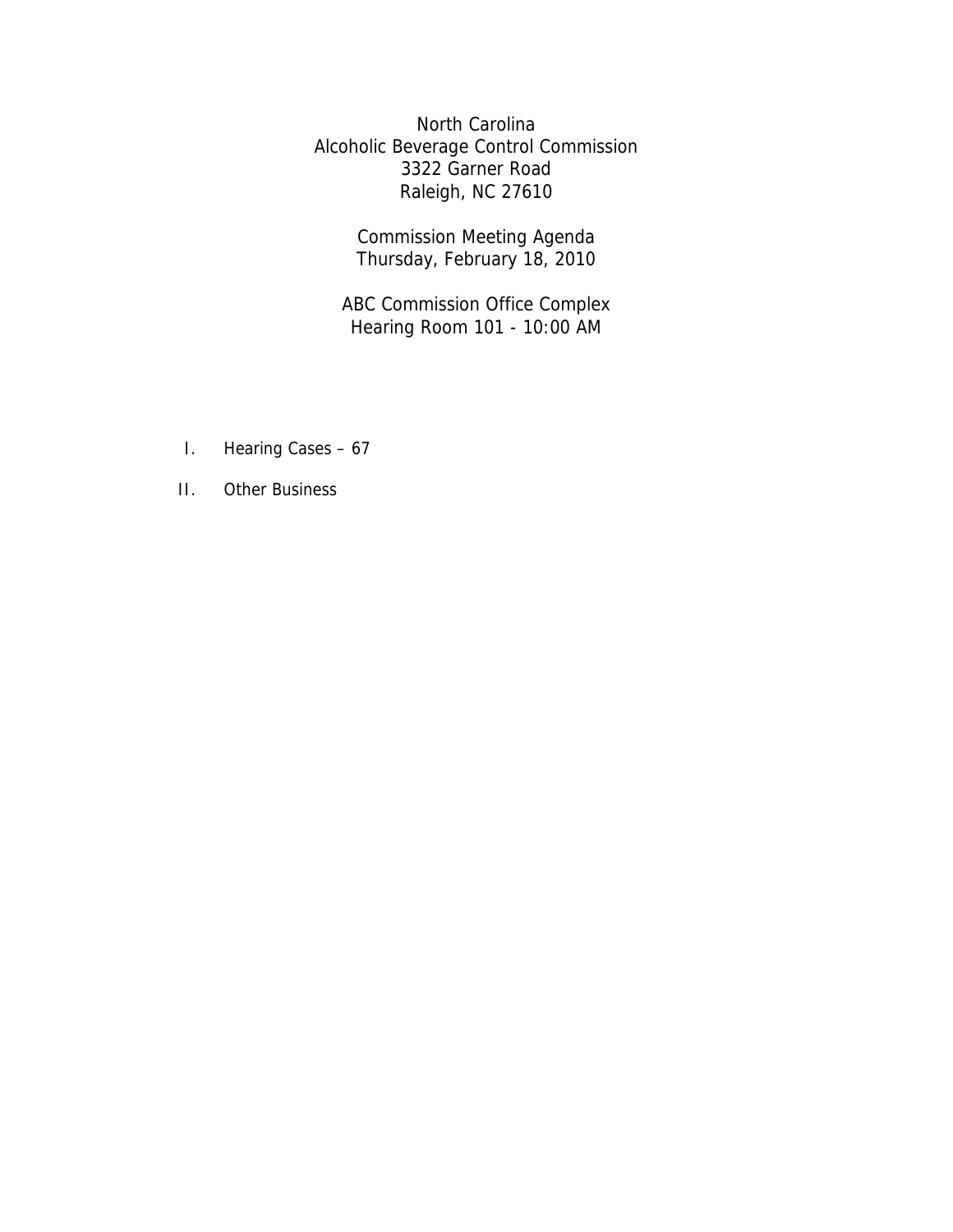North Carolina
Alcoholic Beverage Control Commission
3322 Garner Road
Raleigh, NC 27610

Commission Meeting Agenda
Thursday, February 18, 2010

ABC Commission Office Complex
Hearing Room 101 - 10:00 AM

I. Hearing Cases – 67

II. Other Business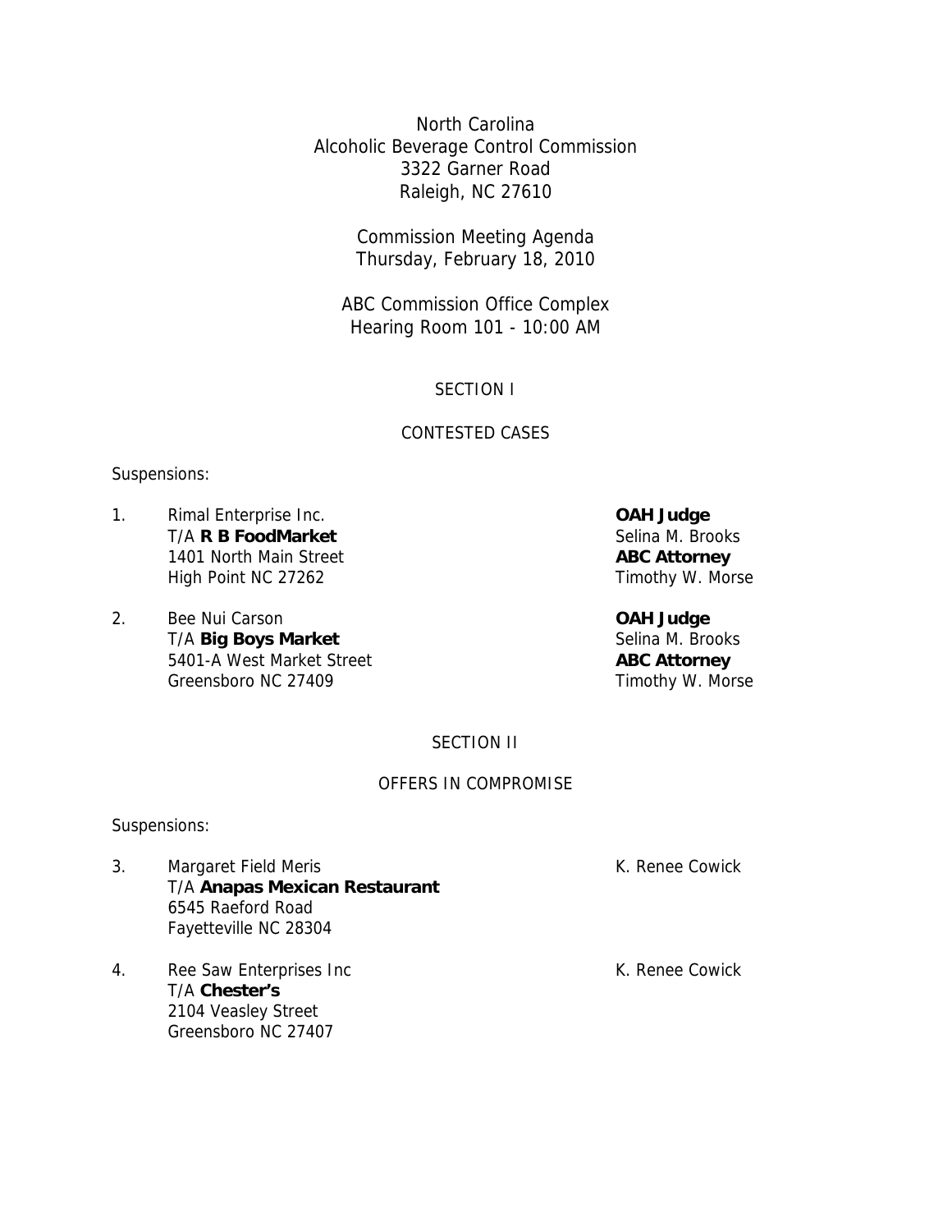North Carolina
Alcoholic Beverage Control Commission
3322 Garner Road
Raleigh, NC 27610

Commission Meeting Agenda
Thursday, February 18, 2010

ABC Commission Office Complex
Hearing Room 101 - 10:00 AM

## SECTION I

## CONTESTED CASES

Suspensions:

1. Rimal Enterprise Inc.
   T/A **R B FoodMarket**
   1401 North Main Street
   High Point NC 27262

   **OAH Judge**
   Selina M. Brooks
   **ABC Attorney**
   Timothy W. Morse

2. Bee Nui Carson
   T/A **Big Boys Market**
   5401-A West Market Street
   Greensboro NC 27409

   **OAH Judge**
   Selina M. Brooks
   **ABC Attorney**
   Timothy W. Morse

## SECTION II

## OFFERS IN COMPROMISE

Suspensions:

3. Margaret Field Meris
   T/A **Anapas Mexican Restaurant**
   6545 Raeford Road
   Fayetteville NC 28304

   K. Renee Cowick

4. Ree Saw Enterprises Inc
   T/A **Chester's**
   2104 Veasley Street
   Greensboro NC 27407

   K. Renee Cowick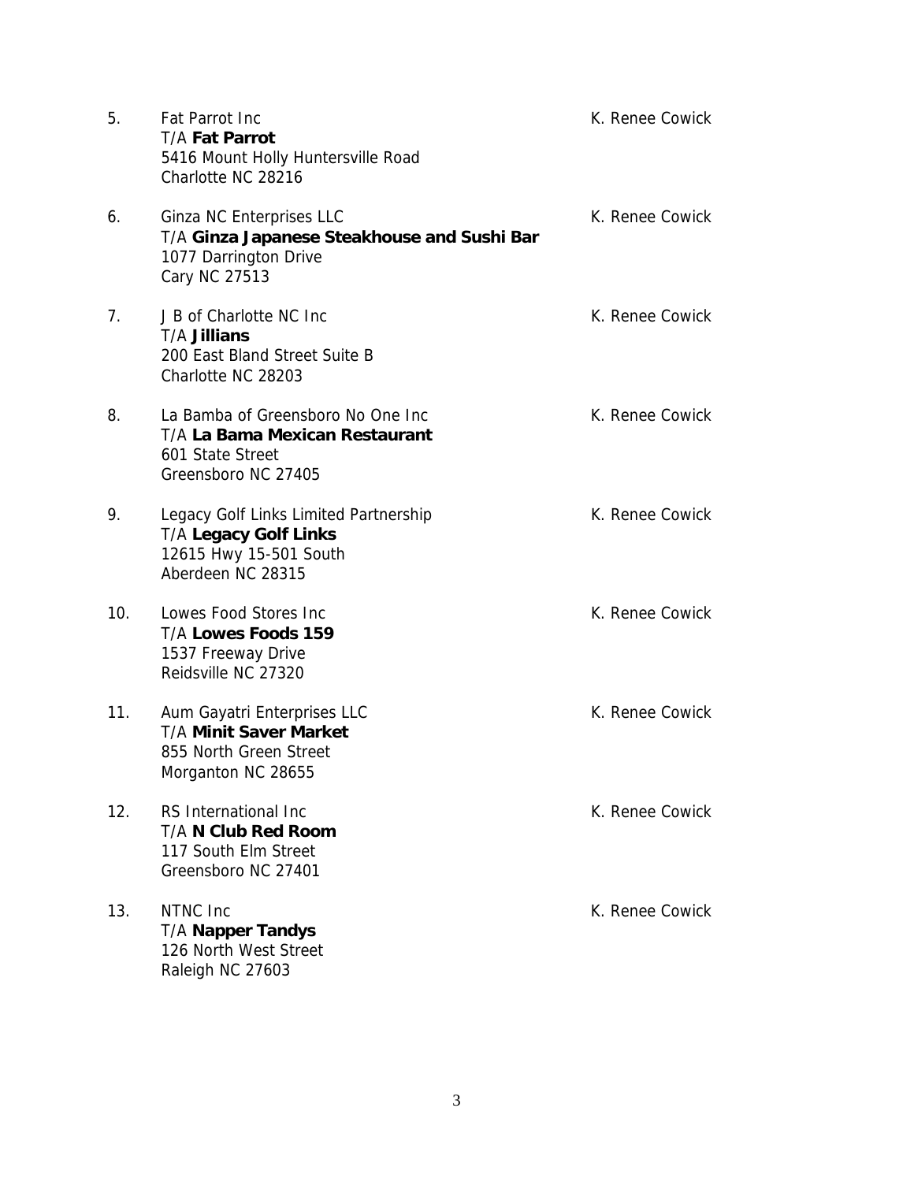5. Fat Parrot Inc — K. Renee Cowick
   T/A **Fat Parrot**
   5416 Mount Holly Huntersville Road
   Charlotte NC 28216

6. Ginza NC Enterprises LLC — K. Renee Cowick
   T/A **Ginza Japanese Steakhouse and Sushi Bar**
   1077 Darrington Drive
   Cary NC 27513

7. J B of Charlotte NC Inc — K. Renee Cowick
   T/A **Jillians**
   200 East Bland Street Suite B
   Charlotte NC 28203

8. La Bamba of Greensboro No One Inc — K. Renee Cowick
   T/A **La Bama Mexican Restaurant**
   601 State Street
   Greensboro NC 27405

9. Legacy Golf Links Limited Partnership — K. Renee Cowick
   T/A **Legacy Golf Links**
   12615 Hwy 15-501 South
   Aberdeen NC 28315

10. Lowes Food Stores Inc — K. Renee Cowick
    T/A **Lowes Foods 159**
    1537 Freeway Drive
    Reidsville NC 27320

11. Aum Gayatri Enterprises LLC — K. Renee Cowick
    T/A **Minit Saver Market**
    855 North Green Street
    Morganton NC 28655

12. RS International Inc — K. Renee Cowick
    T/A **N Club Red Room**
    117 South Elm Street
    Greensboro NC 27401

13. NTNC Inc — K. Renee Cowick
    T/A **Napper Tandys**
    126 North West Street
    Raleigh NC 27603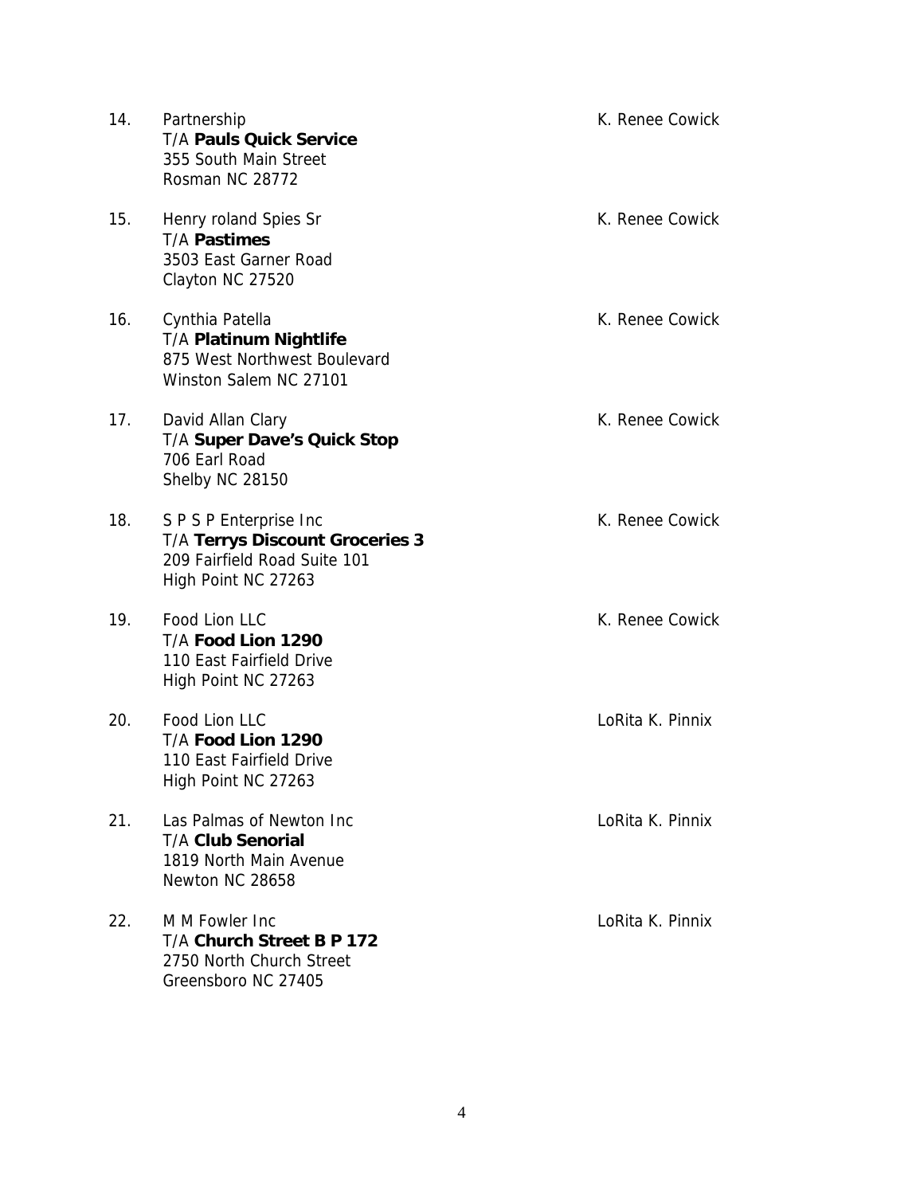14. Partnership
    T/A **Pauls Quick Service**
    355 South Main Street
    Rosman NC 28772

    K. Renee Cowick

15. Henry roland Spies Sr
    T/A **Pastimes**
    3503 East Garner Road
    Clayton NC 27520

    K. Renee Cowick

16. Cynthia Patella
    T/A **Platinum Nightlife**
    875 West Northwest Boulevard
    Winston Salem NC 27101

    K. Renee Cowick

17. David Allan Clary
    T/A **Super Dave's Quick Stop**
    706 Earl Road
    Shelby NC 28150

    K. Renee Cowick

18. S P S P Enterprise Inc
    T/A **Terrys Discount Groceries 3**
    209 Fairfield Road Suite 101
    High Point NC 27263

    K. Renee Cowick

19. Food Lion LLC
    T/A **Food Lion 1290**
    110 East Fairfield Drive
    High Point NC 27263

    K. Renee Cowick

20. Food Lion LLC
    T/A **Food Lion 1290**
    110 East Fairfield Drive
    High Point NC 27263

    LoRita K. Pinnix

21. Las Palmas of Newton Inc
    T/A **Club Senorial**
    1819 North Main Avenue
    Newton NC 28658

    LoRita K. Pinnix

22. M M Fowler Inc
    T/A **Church Street B P 172**
    2750 North Church Street
    Greensboro NC 27405

    LoRita K. Pinnix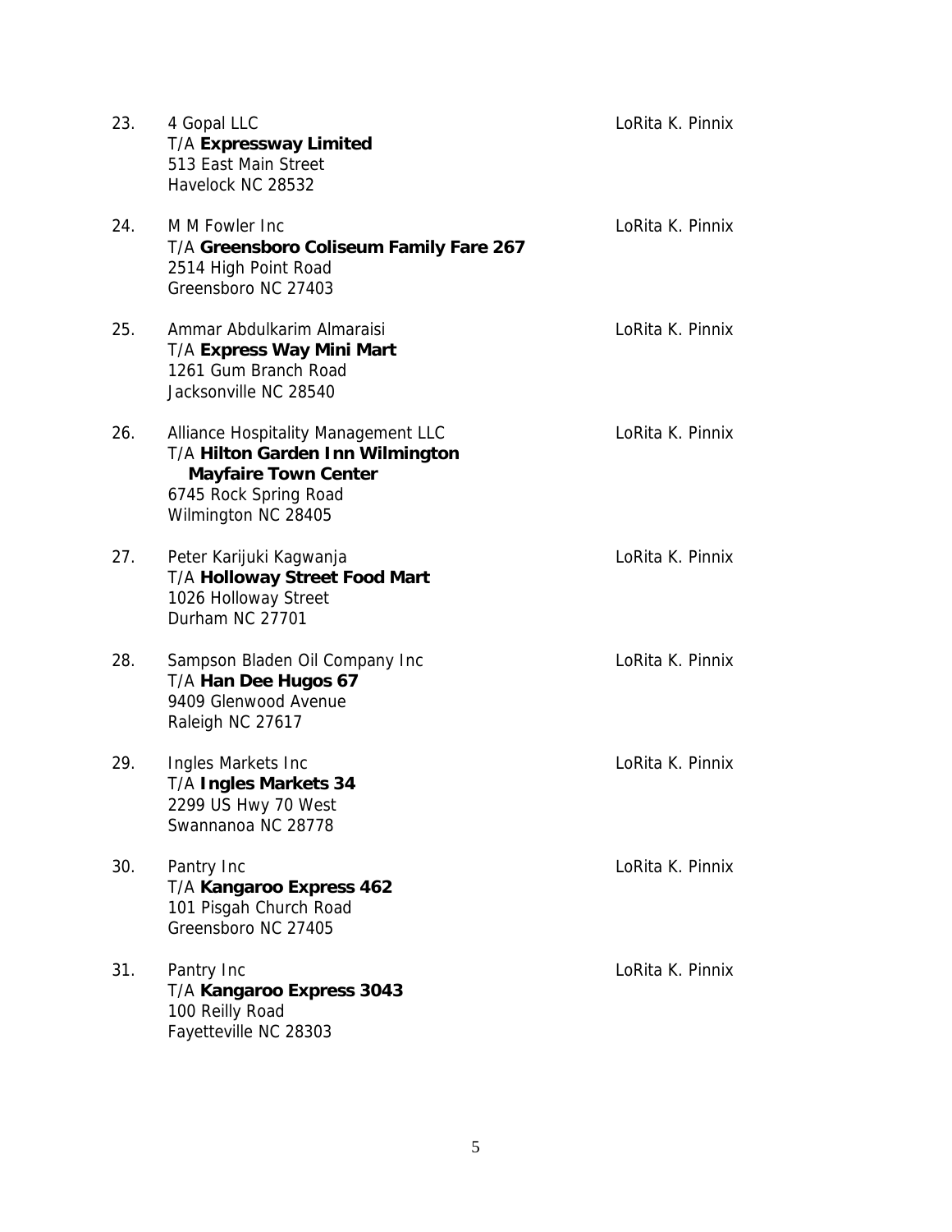23. 4 Gopal LLC — LoRita K. Pinnix
    T/A **Expressway Limited**
    513 East Main Street
    Havelock NC 28532

24. M M Fowler Inc — LoRita K. Pinnix
    T/A **Greensboro Coliseum Family Fare 267**
    2514 High Point Road
    Greensboro NC 27403

25. Ammar Abdulkarim Almaraisi — LoRita K. Pinnix
    T/A **Express Way Mini Mart**
    1261 Gum Branch Road
    Jacksonville NC 28540

26. Alliance Hospitality Management LLC — LoRita K. Pinnix
    T/A **Hilton Garden Inn Wilmington Mayfaire Town Center**
    6745 Rock Spring Road
    Wilmington NC 28405

27. Peter Karijuki Kagwanja — LoRita K. Pinnix
    T/A **Holloway Street Food Mart**
    1026 Holloway Street
    Durham NC 27701

28. Sampson Bladen Oil Company Inc — LoRita K. Pinnix
    T/A **Han Dee Hugos 67**
    9409 Glenwood Avenue
    Raleigh NC 27617

29. Ingles Markets Inc — LoRita K. Pinnix
    T/A **Ingles Markets 34**
    2299 US Hwy 70 West
    Swannanoa NC 28778

30. Pantry Inc — LoRita K. Pinnix
    T/A **Kangaroo Express 462**
    101 Pisgah Church Road
    Greensboro NC 27405

31. Pantry Inc — LoRita K. Pinnix
    T/A **Kangaroo Express 3043**
    100 Reilly Road
    Fayetteville NC 28303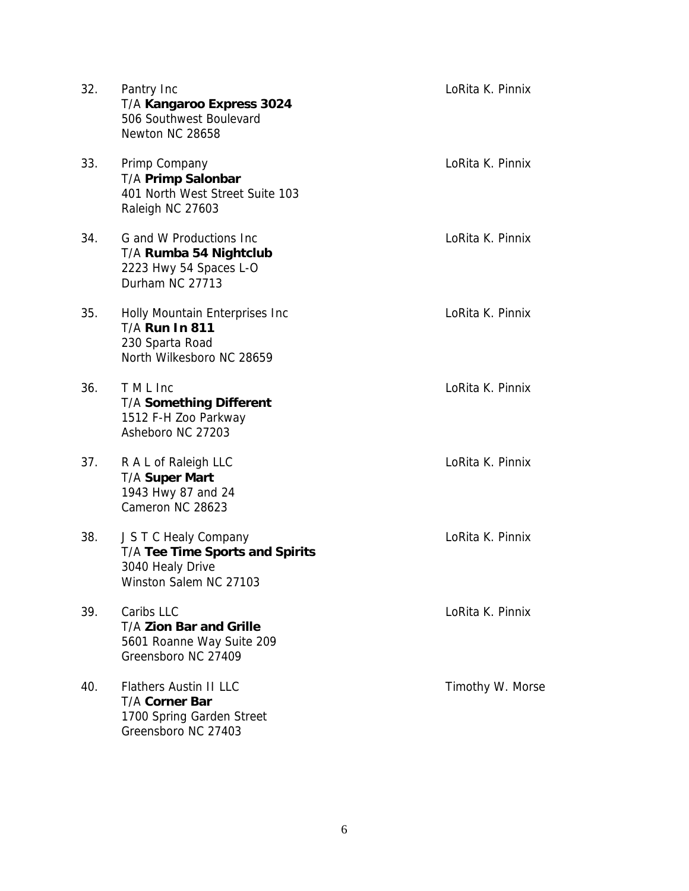32. Pantry Inc
T/A **Kangaroo Express 3024**
506 Southwest Boulevard
Newton NC 28658
LoRita K. Pinnix

33. Primp Company
T/A **Primp Salonbar**
401 North West Street Suite 103
Raleigh NC 27603
LoRita K. Pinnix

34. G and W Productions Inc
T/A **Rumba 54 Nightclub**
2223 Hwy 54 Spaces L-O
Durham NC 27713
LoRita K. Pinnix

35. Holly Mountain Enterprises Inc
T/A **Run In 811**
230 Sparta Road
North Wilkesboro NC 28659
LoRita K. Pinnix

36. T M L Inc
T/A **Something Different**
1512 F-H Zoo Parkway
Asheboro NC 27203
LoRita K. Pinnix

37. R A L of Raleigh LLC
T/A **Super Mart**
1943 Hwy 87 and 24
Cameron NC 28623
LoRita K. Pinnix

38. J S T C Healy Company
T/A **Tee Time Sports and Spirits**
3040 Healy Drive
Winston Salem NC 27103
LoRita K. Pinnix

39. Caribs LLC
T/A **Zion Bar and Grille**
5601 Roanne Way Suite 209
Greensboro NC 27409
LoRita K. Pinnix

40. Flathers Austin II LLC
T/A **Corner Bar**
1700 Spring Garden Street
Greensboro NC 27403
Timothy W. Morse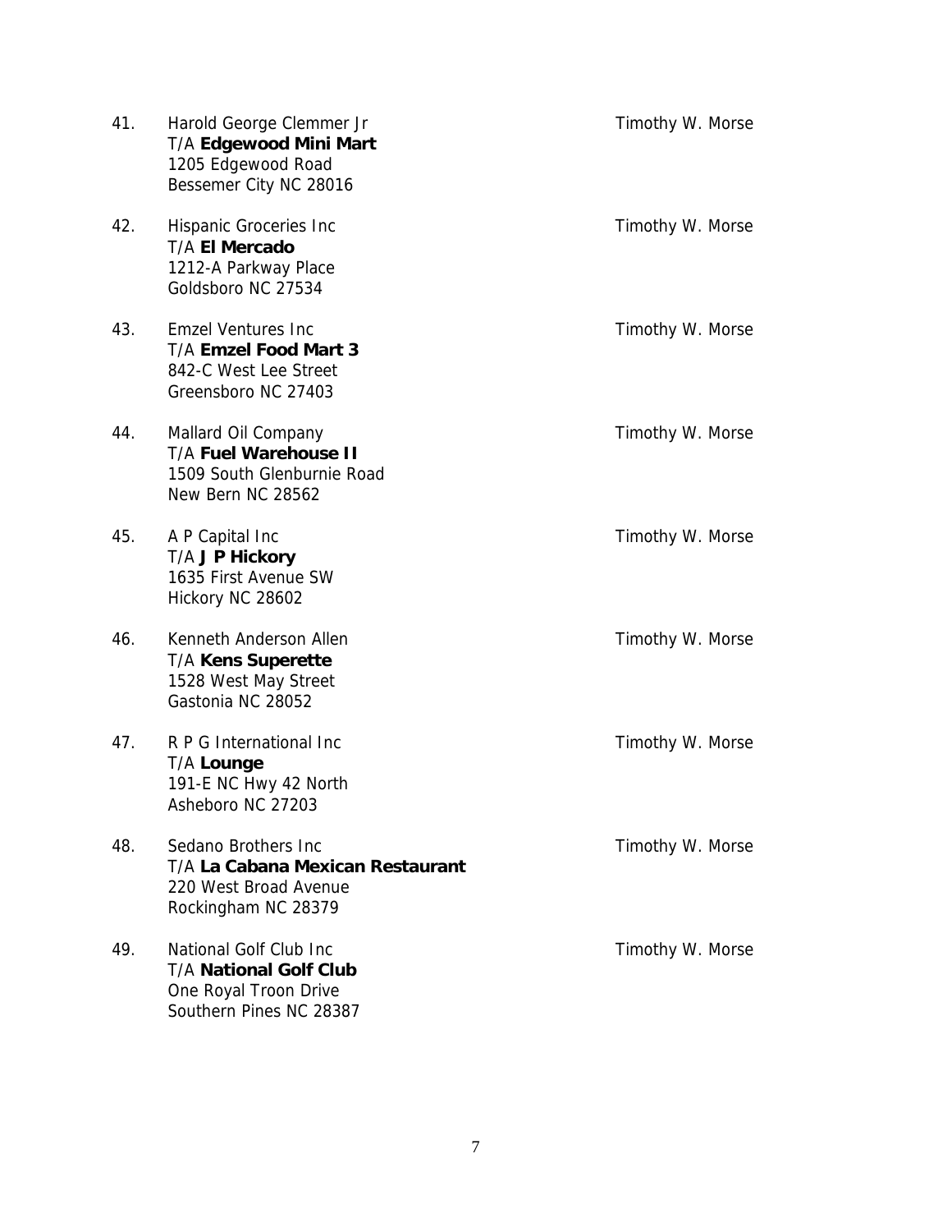41. Harold George Clemmer Jr
    T/A **Edgewood Mini Mart**
    1205 Edgewood Road
    Bessemer City NC 28016

    Timothy W. Morse

42. Hispanic Groceries Inc
    T/A **El Mercado**
    1212-A Parkway Place
    Goldsboro NC 27534

    Timothy W. Morse

43. Emzel Ventures Inc
    T/A **Emzel Food Mart 3**
    842-C West Lee Street
    Greensboro NC 27403

    Timothy W. Morse

44. Mallard Oil Company
    T/A **Fuel Warehouse II**
    1509 South Glenburnie Road
    New Bern NC 28562

    Timothy W. Morse

45. A P Capital Inc
    T/A **J P Hickory**
    1635 First Avenue SW
    Hickory NC 28602

    Timothy W. Morse

46. Kenneth Anderson Allen
    T/A **Kens Superette**
    1528 West May Street
    Gastonia NC 28052

    Timothy W. Morse

47. R P G International Inc
    T/A **Lounge**
    191-E NC Hwy 42 North
    Asheboro NC 27203

    Timothy W. Morse

48. Sedano Brothers Inc
    T/A **La Cabana Mexican Restaurant**
    220 West Broad Avenue
    Rockingham NC 28379

    Timothy W. Morse

49. National Golf Club Inc
    T/A **National Golf Club**
    One Royal Troon Drive
    Southern Pines NC 28387

    Timothy W. Morse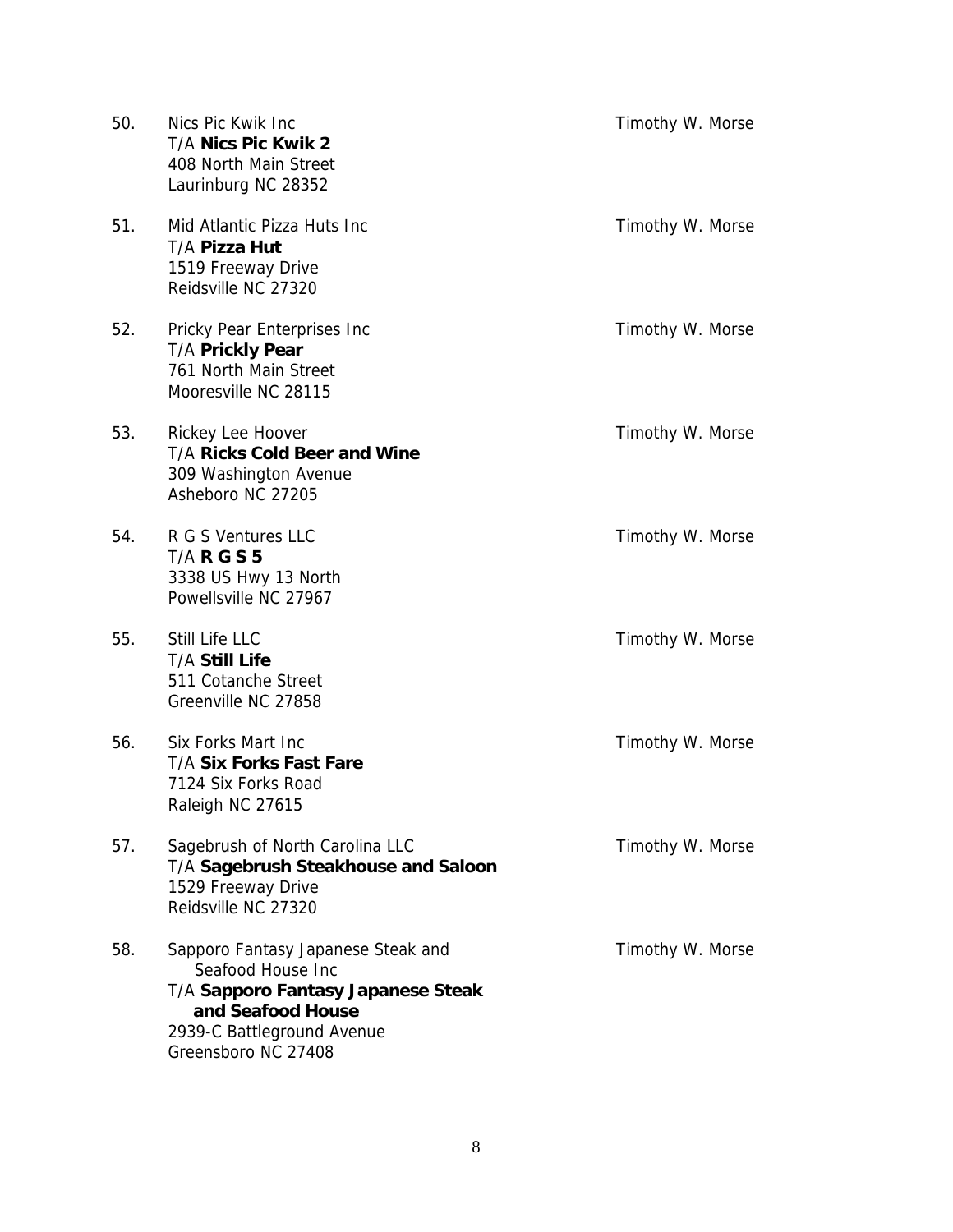50. Nics Pic Kwik Inc — Timothy W. Morse
    T/A **Nics Pic Kwik 2**
    408 North Main Street
    Laurinburg NC 28352

51. Mid Atlantic Pizza Huts Inc — Timothy W. Morse
    T/A **Pizza Hut**
    1519 Freeway Drive
    Reidsville NC 27320

52. Pricky Pear Enterprises Inc — Timothy W. Morse
    T/A **Prickly Pear**
    761 North Main Street
    Mooresville NC 28115

53. Rickey Lee Hoover — Timothy W. Morse
    T/A **Ricks Cold Beer and Wine**
    309 Washington Avenue
    Asheboro NC 27205

54. R G S Ventures LLC — Timothy W. Morse
    T/A **R G S 5**
    3338 US Hwy 13 North
    Powellsville NC 27967

55. Still Life LLC — Timothy W. Morse
    T/A **Still Life**
    511 Cotanche Street
    Greenville NC 27858

56. Six Forks Mart Inc — Timothy W. Morse
    T/A **Six Forks Fast Fare**
    7124 Six Forks Road
    Raleigh NC 27615

57. Sagebrush of North Carolina LLC — Timothy W. Morse
    T/A **Sagebrush Steakhouse and Saloon**
    1529 Freeway Drive
    Reidsville NC 27320

58. Sapporo Fantasy Japanese Steak and Seafood House Inc — Timothy W. Morse
    T/A **Sapporo Fantasy Japanese Steak and Seafood House**
    2939-C Battleground Avenue
    Greensboro NC 27408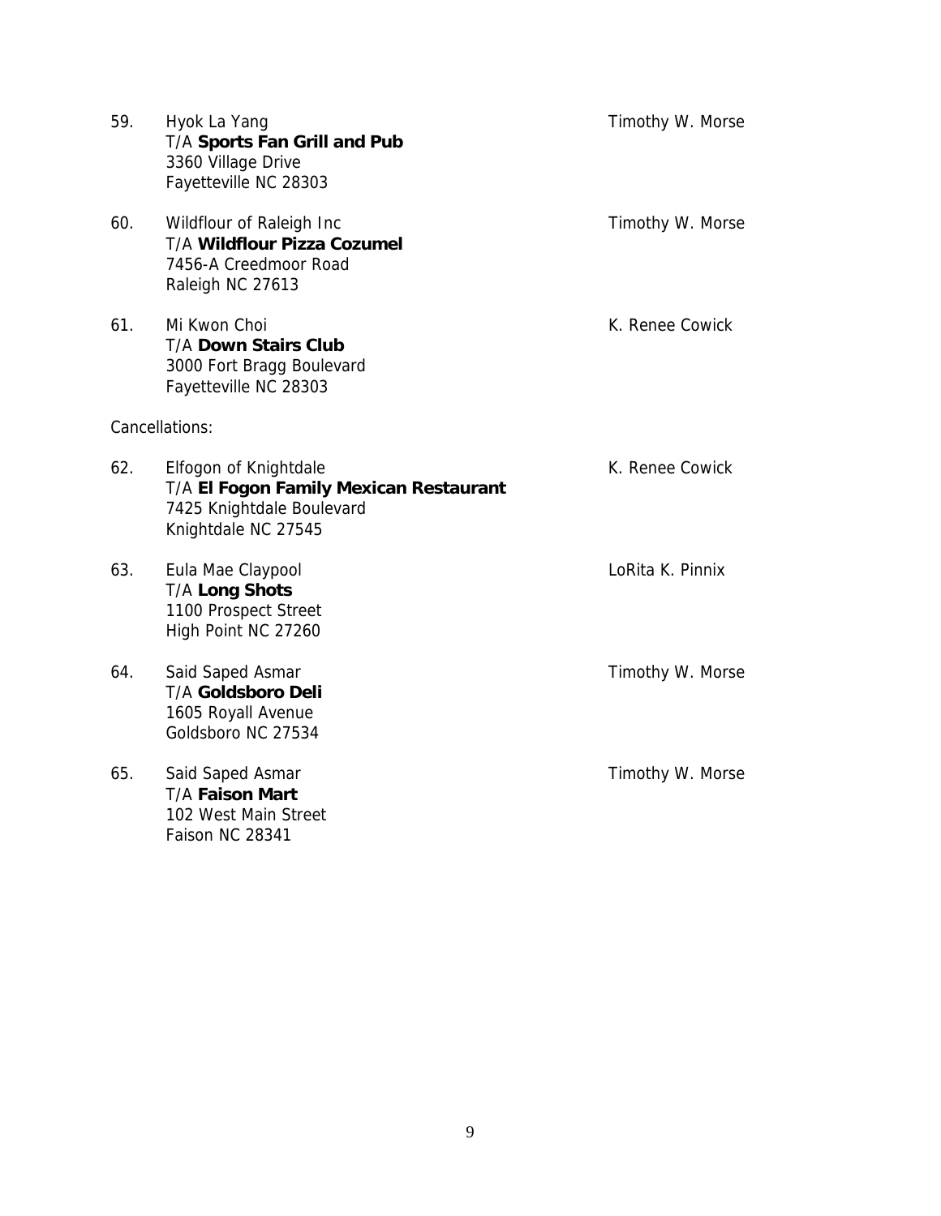59. Hyok La Yang
    T/A **Sports Fan Grill and Pub**
    3360 Village Drive
    Fayetteville NC 28303

    Timothy W. Morse

60. Wildflour of Raleigh Inc
    T/A **Wildflour Pizza Cozumel**
    7456-A Creedmoor Road
    Raleigh NC 27613

    Timothy W. Morse

61. Mi Kwon Choi
    T/A **Down Stairs Club**
    3000 Fort Bragg Boulevard
    Fayetteville NC 28303

    K. Renee Cowick

Cancellations:

62. Elfogon of Knightdale
    T/A **El Fogon Family Mexican Restaurant**
    7425 Knightdale Boulevard
    Knightdale NC 27545

    K. Renee Cowick

63. Eula Mae Claypool
    T/A **Long Shots**
    1100 Prospect Street
    High Point NC 27260

    LoRita K. Pinnix

64. Said Saped Asmar
    T/A **Goldsboro Deli**
    1605 Royall Avenue
    Goldsboro NC 27534

    Timothy W. Morse

65. Said Saped Asmar
    T/A **Faison Mart**
    102 West Main Street
    Faison NC 28341

    Timothy W. Morse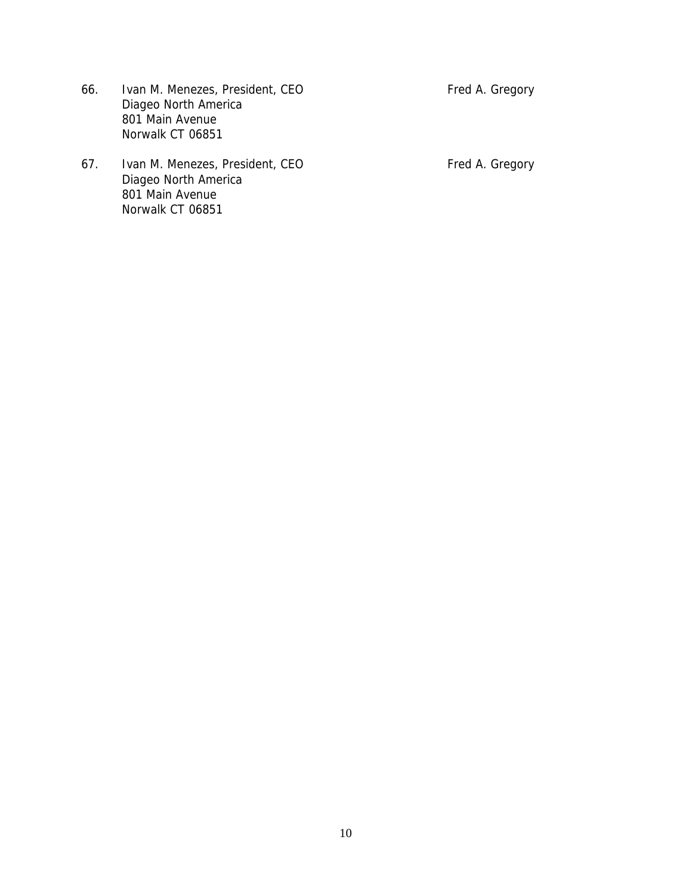66. Ivan M. Menezes, President, CEO
    Diageo North America
    801 Main Avenue
    Norwalk CT 06851

    Fred A. Gregory

67. Ivan M. Menezes, President, CEO
    Diageo North America
    801 Main Avenue
    Norwalk CT 06851

    Fred A. Gregory